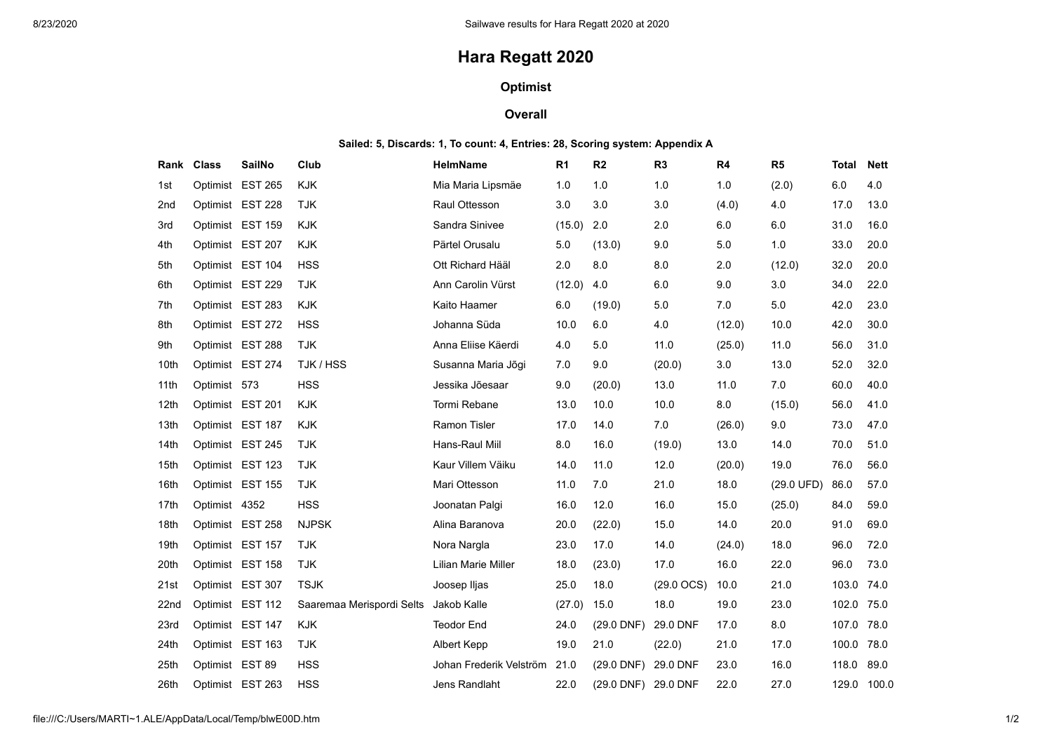# Hara Regatt 2020

### Optimist

### Overall

**Sailed: 5, Discards: 1, To count: 4, Entries: 28, Scoring system: Appendix A**

| Rank | Class | SailNo | Club | HelmName | R1 | R2 | R3 | R4 | R5 | Total | Nett |
|---|---|---|---|---|---|---|---|---|---|---|---|
| 1st | Optimist | EST 265 | KJK | Mia Maria Lipsmäe | 1.0 | 1.0 | 1.0 | 1.0 | (2.0) | 6.0 | 4.0 |
| 2nd | Optimist | EST 228 | TJK | Raul Ottesson | 3.0 | 3.0 | 3.0 | (4.0) | 4.0 | 17.0 | 13.0 |
| 3rd | Optimist | EST 159 | KJK | Sandra Sinivee | (15.0) | 2.0 | 2.0 | 6.0 | 6.0 | 31.0 | 16.0 |
| 4th | Optimist | EST 207 | KJK | Pärtel Orusalu | 5.0 | (13.0) | 9.0 | 5.0 | 1.0 | 33.0 | 20.0 |
| 5th | Optimist | EST 104 | HSS | Ott Richard Hääl | 2.0 | 8.0 | 8.0 | 2.0 | (12.0) | 32.0 | 20.0 |
| 6th | Optimist | EST 229 | TJK | Ann Carolin Vürst | (12.0) | 4.0 | 6.0 | 9.0 | 3.0 | 34.0 | 22.0 |
| 7th | Optimist | EST 283 | KJK | Kaito Haamer | 6.0 | (19.0) | 5.0 | 7.0 | 5.0 | 42.0 | 23.0 |
| 8th | Optimist | EST 272 | HSS | Johanna Süda | 10.0 | 6.0 | 4.0 | (12.0) | 10.0 | 42.0 | 30.0 |
| 9th | Optimist | EST 288 | TJK | Anna Eliise Käerdi | 4.0 | 5.0 | 11.0 | (25.0) | 11.0 | 56.0 | 31.0 |
| 10th | Optimist | EST 274 | TJK / HSS | Susanna Maria Jõgi | 7.0 | 9.0 | (20.0) | 3.0 | 13.0 | 52.0 | 32.0 |
| 11th | Optimist | 573 | HSS | Jessika Jõesaar | 9.0 | (20.0) | 13.0 | 11.0 | 7.0 | 60.0 | 40.0 |
| 12th | Optimist | EST 201 | KJK | Tormi Rebane | 13.0 | 10.0 | 10.0 | 8.0 | (15.0) | 56.0 | 41.0 |
| 13th | Optimist | EST 187 | KJK | Ramon Tisler | 17.0 | 14.0 | 7.0 | (26.0) | 9.0 | 73.0 | 47.0 |
| 14th | Optimist | EST 245 | TJK | Hans-Raul Miil | 8.0 | 16.0 | (19.0) | 13.0 | 14.0 | 70.0 | 51.0 |
| 15th | Optimist | EST 123 | TJK | Kaur Villem Väiku | 14.0 | 11.0 | 12.0 | (20.0) | 19.0 | 76.0 | 56.0 |
| 16th | Optimist | EST 155 | TJK | Mari Ottesson | 11.0 | 7.0 | 21.0 | 18.0 | (29.0 UFD) | 86.0 | 57.0 |
| 17th | Optimist | 4352 | HSS | Joonatan Palgi | 16.0 | 12.0 | 16.0 | 15.0 | (25.0) | 84.0 | 59.0 |
| 18th | Optimist | EST 258 | NJPSK | Alina Baranova | 20.0 | (22.0) | 15.0 | 14.0 | 20.0 | 91.0 | 69.0 |
| 19th | Optimist | EST 157 | TJK | Nora Nargla | 23.0 | 17.0 | 14.0 | (24.0) | 18.0 | 96.0 | 72.0 |
| 20th | Optimist | EST 158 | TJK | Lilian Marie Miller | 18.0 | (23.0) | 17.0 | 16.0 | 22.0 | 96.0 | 73.0 |
| 21st | Optimist | EST 307 | TSJK | Joosep Iljas | 25.0 | 18.0 | (29.0 OCS) | 10.0 | 21.0 | 103.0 | 74.0 |
| 22nd | Optimist | EST 112 | Saaremaa Merispordi Selts | Jakob Kalle | (27.0) | 15.0 | 18.0 | 19.0 | 23.0 | 102.0 | 75.0 |
| 23rd | Optimist | EST 147 | KJK | Teodor End | 24.0 | (29.0 DNF) | 29.0 DNF | 17.0 | 8.0 | 107.0 | 78.0 |
| 24th | Optimist | EST 163 | TJK | Albert Kepp | 19.0 | 21.0 | (22.0) | 21.0 | 17.0 | 100.0 | 78.0 |
| 25th | Optimist | EST 89 | HSS | Johan Frederik Velström | 21.0 | (29.0 DNF) | 29.0 DNF | 23.0 | 16.0 | 118.0 | 89.0 |
| 26th | Optimist | EST 263 | HSS | Jens Randlaht | 22.0 | (29.0 DNF) | 29.0 DNF | 22.0 | 27.0 | 129.0 | 100.0 |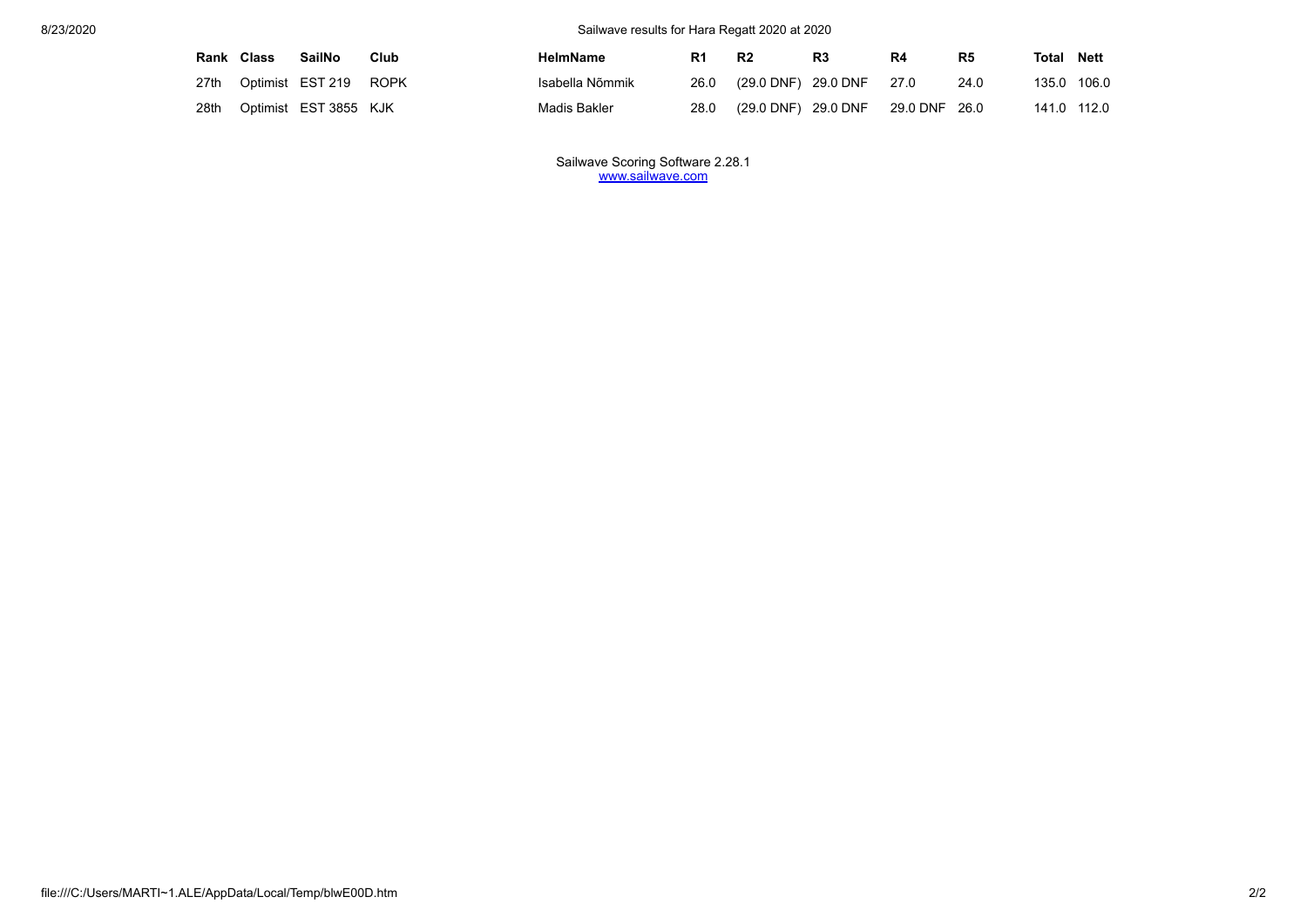| Rank | Class | SailNo | Club | HelmName | R1 | R2 | R3 | R4 | R5 | Total | Nett |
|---|---|---|---|---|---|---|---|---|---|---|---|
| 27th | Optimist | EST 219 | ROPK | Isabella Nõmmik | 26.0 | (29.0 DNF) | 29.0 DNF | 27.0 | 24.0 | 135.0 | 106.0 |
| 28th | Optimist | EST 3855 | KJK | Madis Bakler | 28.0 | (29.0 DNF) | 29.0 DNF | 29.0 DNF | 26.0 | 141.0 | 112.0 |

Sailwave Scoring Software 2.28.1
www.sailwave.com